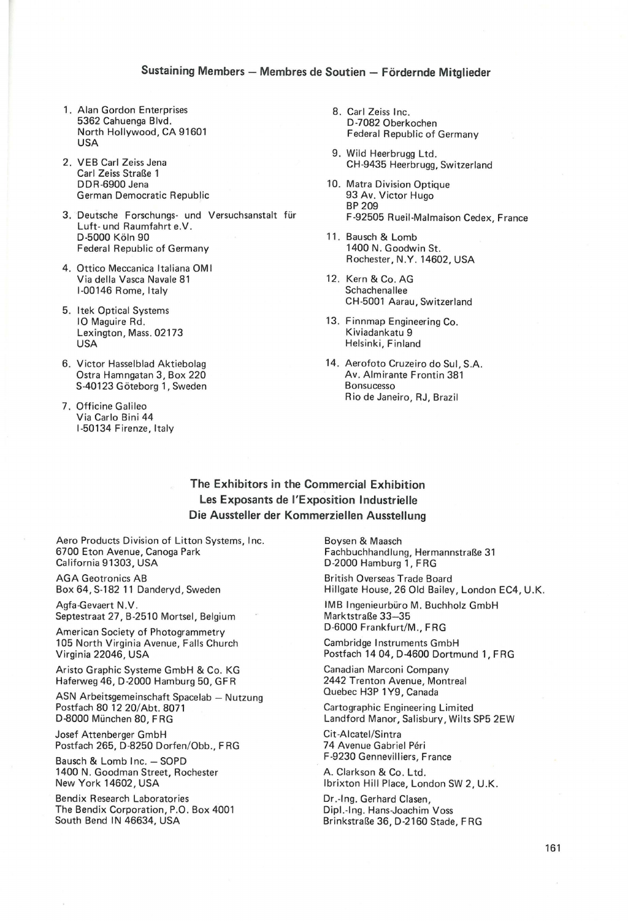## Sustaining Members — Membres de Soutien — Fördernde Mitglieder

1. Alan Gordon Enterprises
   5362 Cahuenga Blvd.
   North Hollywood, CA 91601
   USA

2. VEB Carl Zeiss Jena
   Carl Zeiss Straße 1
   DDR-6900 Jena
   German Democratic Republic

3. Deutsche Forschungs- und Versuchsanstalt für Luft- und Raumfahrt e.V.
   D-5000 Köln 90
   Federal Republic of Germany

4. Ottico Meccanica Italiana OMI
   Via della Vasca Navale 81
   I-00146 Rome, Italy

5. Itek Optical Systems
   IO Maguire Rd.
   Lexington, Mass. 02173
   USA

6. Victor Hasselblad Aktiebolag
   Ostra Hamngatan 3, Box 220
   S-40123 Göteborg 1, Sweden

7. Officine Galileo
   Via Carlo Bini 44
   I-50134 Firenze, Italy

8. Carl Zeiss Inc.
   D-7082 Oberkochen
   Federal Republic of Germany

9. Wild Heerbrugg Ltd.
   CH-9435 Heerbrugg, Switzerland

10. Matra Division Optique
    93 Av. Victor Hugo
    BP 209
    F-92505 Rueil-Malmaison Cedex, France

11. Bausch & Lomb
    1400 N. Goodwin St.
    Rochester, N.Y. 14602, USA

12. Kern & Co. AG
    Schachenallee
    CH-5001 Aarau, Switzerland

13. Finnmap Engineering Co.
    Kiviadankatu 9
    Helsinki, Finland

14. Aerofoto Cruzeiro do Sul, S.A.
    Av. Almirante Frontin 381
    Bonsucesso
    Rio de Janeiro, RJ, Brazil

## The Exhibitors in the Commercial Exhibition
## Les Exposants de l'Exposition Industrielle
## Die Aussteller der Kommerziellen Ausstellung

Aero Products Division of Litton Systems, Inc.
6700 Eton Avenue, Canoga Park
California 91303, USA

AGA Geotronics AB
Box 64, S-182 11 Danderyd, Sweden

Agfa-Gevaert N.V.
Septestraat 27, B-2510 Mortsel, Belgium

American Society of Photogrammetry
105 North Virginia Avenue, Falls Church
Virginia 22046, USA

Aristo Graphic Systeme GmbH & Co. KG
Haferweg 46, D-2000 Hamburg 50, GFR

ASN Arbeitsgemeinschaft Spacelab — Nutzung
Postfach 80 12 20/Abt. 8071
D-8000 München 80, FRG

Josef Attenberger GmbH
Postfach 265, D-8250 Dorfen/Obb., FRG

Bausch & Lomb Inc. — SOPD
1400 N. Goodman Street, Rochester
New York 14602, USA

Bendix Research Laboratories
The Bendix Corporation, P.O. Box 4001
South Bend IN 46634, USA

Boysen & Maasch
Fachbuchhandlung, Hermannstraße 31
D-2000 Hamburg 1, FRG

British Overseas Trade Board
Hillgate House, 26 Old Bailey, London EC4, U.K.

IMB Ingenieurbüro M. Buchholz GmbH
Marktstraße 33–35
D-6000 Frankfurt/M., FRG

Cambridge Instruments GmbH
Postfach 14 04, D-4600 Dortmund 1, FRG

Canadian Marconi Company
2442 Trenton Avenue, Montreal
Quebec H3P 1Y9, Canada

Cartographic Engineering Limited
Landford Manor, Salisbury, Wilts SP5 2EW

Cit-Alcatel/Sintra
74 Avenue Gabriel Péri
F-9230 Gennevilliers, France

A. Clarkson & Co. Ltd.
Ibrixton Hill Place, London SW 2, U.K.

Dr.-Ing. Gerhard Clasen,
Dipl.-Ing. Hans-Joachim Voss
Brinkstraße 36, D-2160 Stade, FRG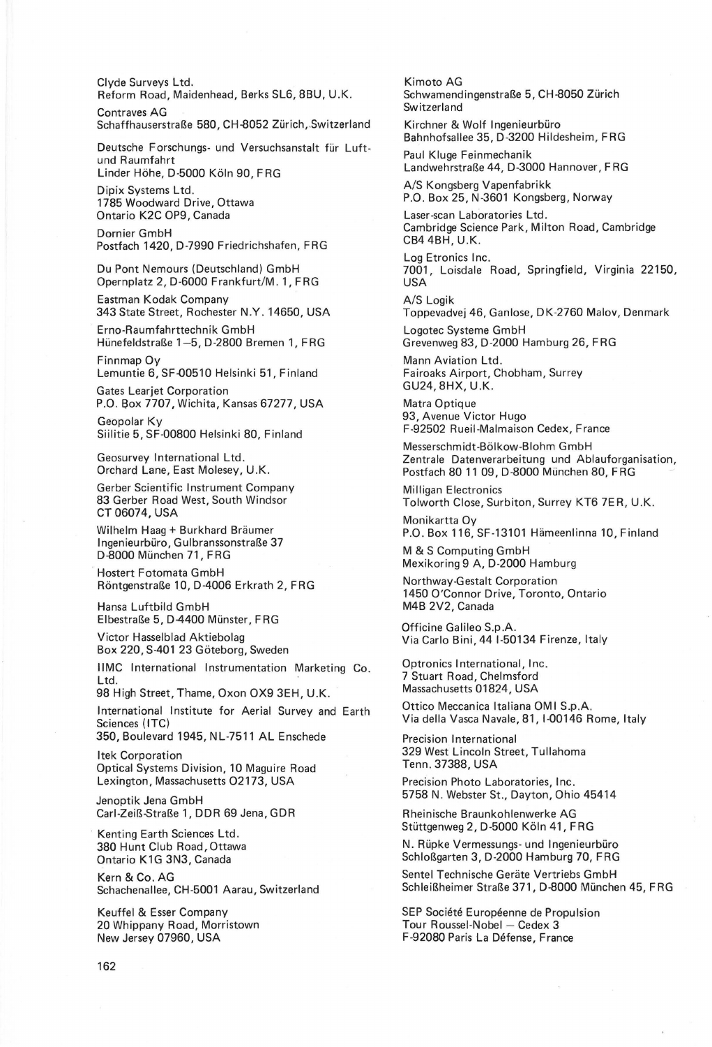Clyde Surveys Ltd.
Reform Road, Maidenhead, Berks SL6, 8BU, U.K.

Contraves AG
Schaffhauserstraße 580, CH-8052 Zürich, Switzerland

Deutsche Forschungs- und Versuchsanstalt für Luft- und Raumfahrt
Linder Höhe, D-5000 Köln 90, FRG

Dipix Systems Ltd.
1785 Woodward Drive, Ottawa
Ontario K2C OP9, Canada

Dornier GmbH
Postfach 1420, D-7990 Friedrichshafen, FRG

Du Pont Nemours (Deutschland) GmbH
Opernplatz 2, D-6000 Frankfurt/M. 1, FRG

Eastman Kodak Company
343 State Street, Rochester N.Y. 14650, USA

Erno-Raumfahrttechnik GmbH
Hünefeldstraße 1–5, D-2800 Bremen 1, FRG

Finnmap Oy
Lemuntie 6, SF-00510 Helsinki 51, Finland

Gates Learjet Corporation
P.O. Box 7707, Wichita, Kansas 67277, USA

Geopolar Ky
Siilitie 5, SF-00800 Helsinki 80, Finland

Geosurvey International Ltd.
Orchard Lane, East Molesey, U.K.

Gerber Scientific Instrument Company
83 Gerber Road West, South Windsor
CT 06074, USA

Wilhelm Haag + Burkhard Bräumer
Ingenieurbüro, Gulbranssonstraße 37
D-8000 München 71, FRG

Hostert Fotomata GmbH
Röntgenstraße 10, D-4006 Erkrath 2, FRG

Hansa Luftbild GmbH
Elbestraße 5, D-4400 Münster, FRG

Victor Hasselblad Aktiebolag
Box 220, S-401 23 Göteborg, Sweden

IIMC International Instrumentation Marketing Co. Ltd.
98 High Street, Thame, Oxon OX9 3EH, U.K.

International Institute for Aerial Survey and Earth Sciences (ITC)
350, Boulevard 1945, NL-7511 AL Enschede

Itek Corporation
Optical Systems Division, 10 Maguire Road
Lexington, Massachusetts 02173, USA

Jenoptik Jena GmbH
Carl-Zeiß-Straße 1, DDR 69 Jena, GDR

Kenting Earth Sciences Ltd.
380 Hunt Club Road, Ottawa
Ontario K1G 3N3, Canada

Kern & Co. AG
Schachenallee, CH-5001 Aarau, Switzerland

Keuffel & Esser Company
20 Whippany Road, Morristown
New Jersey 07960, USA

Kimoto AG
Schwamendingenstraße 5, CH-8050 Zürich
Switzerland

Kirchner & Wolf Ingenieurbüro
Bahnhofsallee 35, D-3200 Hildesheim, FRG

Paul Kluge Feinmechanik
Landwehrstraße 44, D-3000 Hannover, FRG

A/S Kongsberg Vapenfabrikk
P.O. Box 25, N-3601 Kongsberg, Norway

Laser-scan Laboratories Ltd.
Cambridge Science Park, Milton Road, Cambridge
CB4 4BH, U.K.

Log Etronics Inc.
7001, Loisdale Road, Springfield, Virginia 22150, USA

A/S Logik
Toppevadvej 46, Ganlose, DK-2760 Malov, Denmark

Logotec Systeme GmbH
Grevenweg 83, D-2000 Hamburg 26, FRG

Mann Aviation Ltd.
Fairoaks Airport, Chobham, Surrey
GU24, 8HX, U.K.

Matra Optique
93, Avenue Victor Hugo
F-92502 Rueil-Malmaison Cedex, France

Messerschmidt-Bölkow-Blohm GmbH
Zentrale Datenverarbeitung und Ablauforganisation,
Postfach 80 11 09, D-8000 München 80, FRG

Milligan Electronics
Tolworth Close, Surbiton, Surrey KT6 7ER, U.K.

Monikartta Oy
P.O. Box 116, SF-13101 Hämeenlinna 10, Finland

M & S Computing GmbH
Mexikoring 9 A, D-2000 Hamburg

Northway-Gestalt Corporation
1450 O'Connor Drive, Toronto, Ontario
M4B 2V2, Canada

Officine Galileo S.p.A.
Via Carlo Bini, 44 I-50134 Firenze, Italy

Optronics International, Inc.
7 Stuart Road, Chelmsford
Massachusetts 01824, USA

Ottico Meccanica Italiana OMI S.p.A.
Via della Vasca Navale, 81, I-00146 Rome, Italy

Precision International
329 West Lincoln Street, Tullahoma
Tenn. 37388, USA

Precision Photo Laboratories, Inc.
5758 N. Webster St., Dayton, Ohio 45414

Rheinische Braunkohlenwerke AG
Stüttgenweg 2, D-5000 Köln 41, FRG

N. Rüpke Vermessungs- und Ingenieurbüro
Schloßgarten 3, D-2000 Hamburg 70, FRG

Sentel Technische Geräte Vertriebs GmbH
Schleißheimer Straße 371, D-8000 München 45, FRG

SEP Société Européenne de Propulsion
Tour Roussel-Nobel – Cedex 3
F-92080 Paris La Défense, France